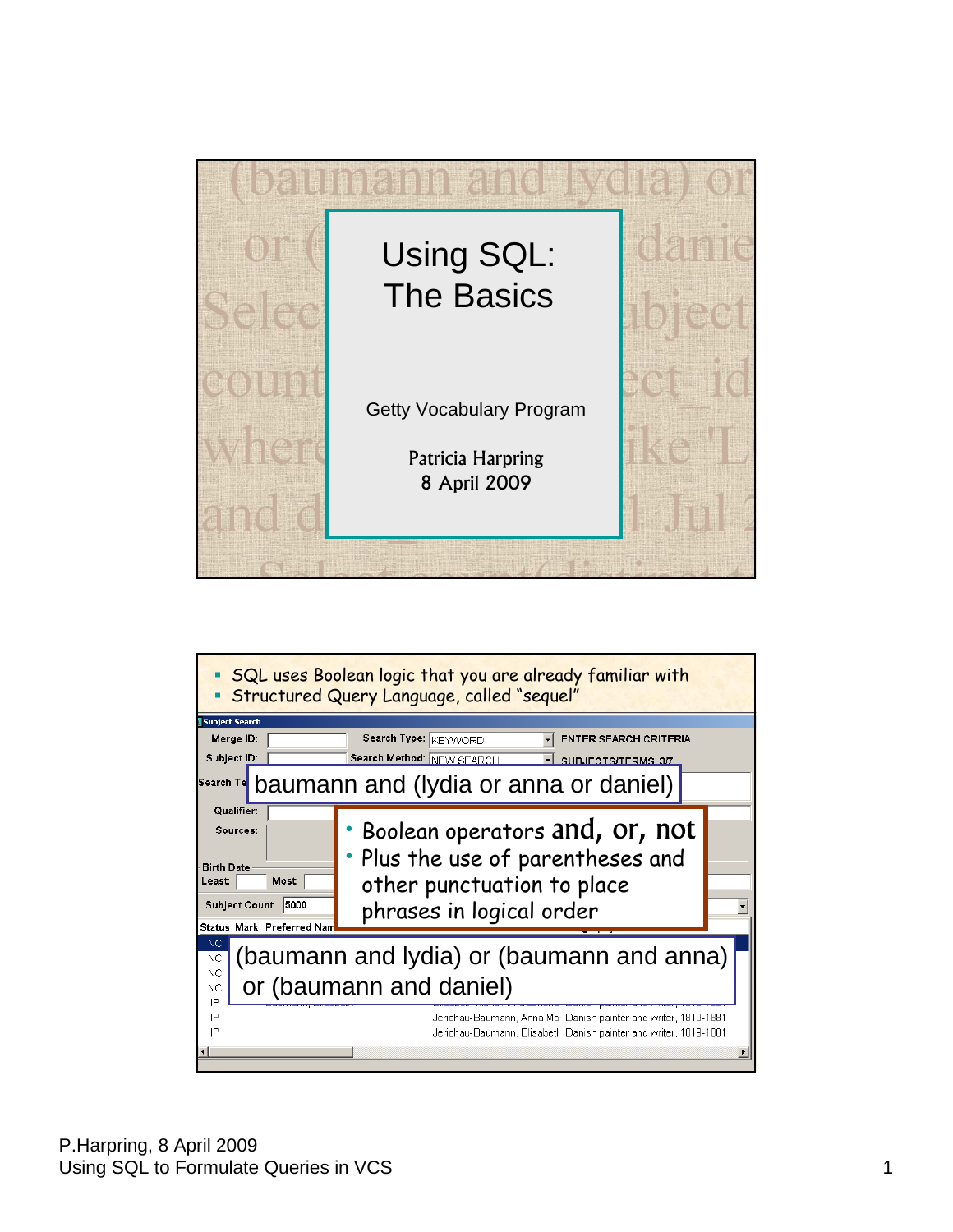# Using SQL: The Basics

Getty Vocabulary Program

Patricia Harpring
8 April 2009

---

- SQL uses Boolean logic that you are already familiar with
- Structured Query Language, called "sequel"

Subject Search

Merge ID:
Subject ID:
Search Type: KEYWORD
Search Method: NEW SEARCH
ENTER SEARCH CRITERIA
SUBJECTS/TERMS: 3/7

Search Te: baumann and (lydia or anna or daniel)

Qualifier:
Sources:
Birth Date
Least: Most:
Subject Count 5000

- Boolean operators **and, or, not**
- Plus the use of parentheses and other punctuation to place phrases in logical order

Status Mark Preferred Nam

(baumann and lydia) or (baumann and anna) or (baumann and daniel)

| Status | | |
|---|---|---|
| NC | | |
| NC | | |
| NC | | |
| NC | | |
| IP | | |
| IP | Jerichau-Baumann, Anna Ma | Danish painter and writer, 1819-1881 |
| IP | Jerichau-Baumann, Elisabetl | Danish painter and writer, 1819-1881 |

P.Harpring, 8 April 2009
Using SQL to Formulate Queries in VCS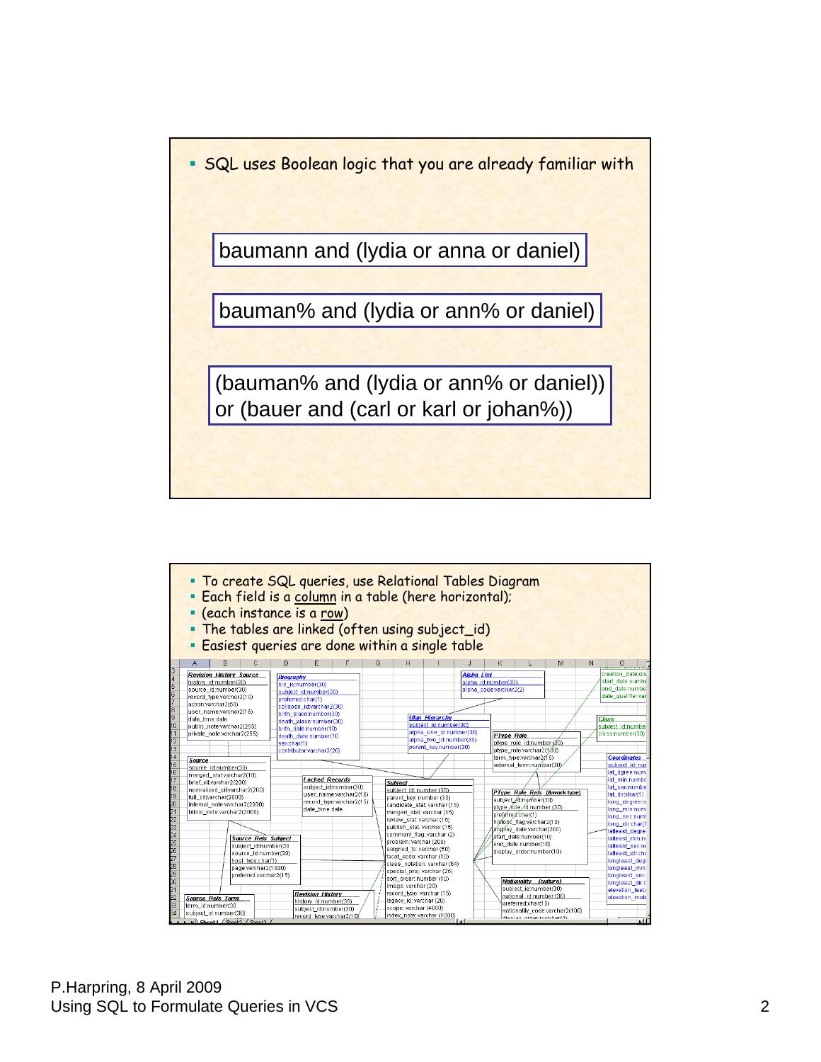- SQL uses Boolean logic that you are already familiar with

baumann and (lydia or anna or daniel)

bauman% and (lydia or ann% or daniel)

(bauman% and (lydia or ann% or daniel)) or (bauer and (carl or karl or johan%))

---

- To create SQL queries, use Relational Tables Diagram
- Each field is a column in a table (here horizontal);
- (each instance is a row)
- The tables are linked (often using subject_id)
- Easiest queries are done within a single table

P.Harpring, 8 April 2009
Using SQL to Formulate Queries in VCS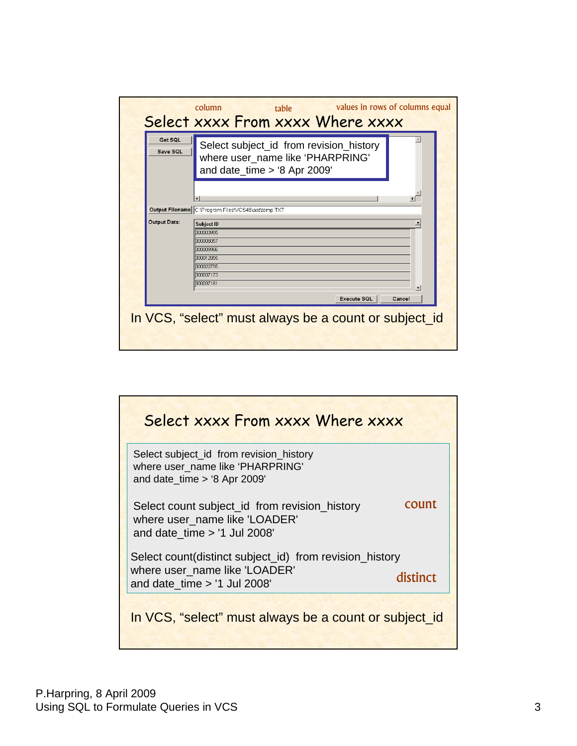column table values in rows of columns equal

## Select xxxx From xxxx Where xxxx

Get SQL
Save SQL

```
Select subject_id  from revision_history
where user_name like ‘PHARPRING'
and date_time > ‘8 Apr 2009'
```

Output Filename C:\Program Files\VCS48\ast\temp.TXT

Output Data:

| Subject ID |
|---|
| 300003895 |
| 300008057 |
| 300009956 |
| 300012955 |
| 300022755 |
| 300037173 |
| 300037181 |

Execute SQL Cancel

In VCS, “select” must always be a count or subject_id

## Select xxxx From xxxx Where xxxx

```
Select subject_id  from revision_history
where user_name like ‘PHARPRING'
and date_time > ‘8 Apr 2009'
```

**count**

```
Select count subject_id  from revision_history
where user_name like 'LOADER'
and date_time > '1 Jul 2008'
```

**distinct**

```
Select count(distinct subject_id)  from revision_history
where user_name like 'LOADER'
and date_time > '1 Jul 2008'
```

In VCS, “select” must always be a count or subject_id

P.Harpring, 8 April 2009
Using SQL to Formulate Queries in VCS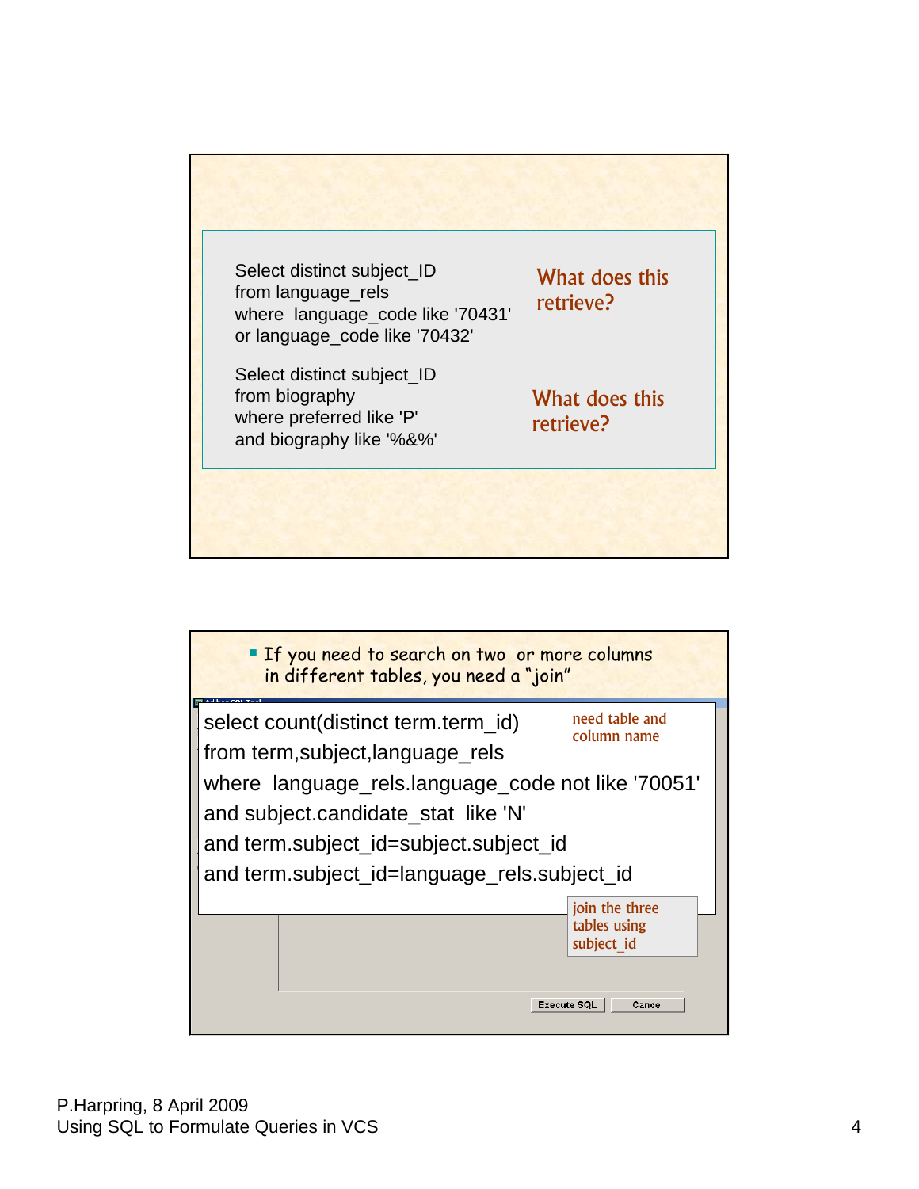```
Select distinct subject_ID
from language_rels
where  language_code like '70431'
or language_code like '70432'
```

What does this retrieve?

```
Select distinct subject_ID
from biography
where preferred like 'P'
and biography like '%&%'
```

What does this retrieve?

- If you need to search on two or more columns in different tables, you need a "join"

```
select count(distinct term.term_id)
from term,subject,language_rels
where  language_rels.language_code not like '70051'
and subject.candidate_stat  like 'N'
and term.subject_id=subject.subject_id
and term.subject_id=language_rels.subject_id
```

need table and column name

join the three tables using subject_id

Execute SQL    Cancel

P.Harpring, 8 April 2009
Using SQL to Formulate Queries in VCS